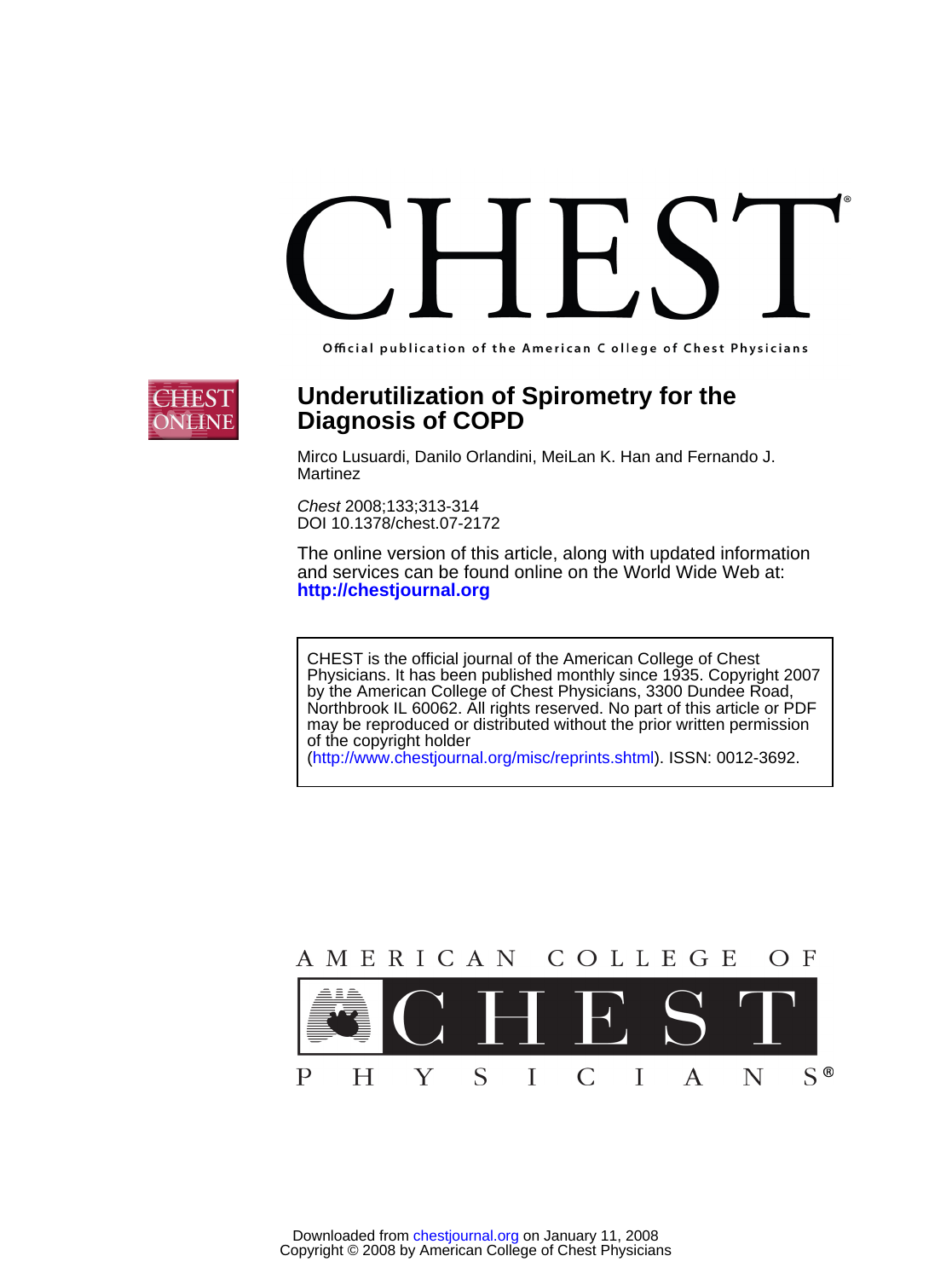# CHEST

Official publication of the American College of Chest Physicians

## Underutilization of Spirometry for the Diagnosis of COPD

Mirco Lusuardi, Danilo Orlandini, MeiLan K. Han and Fernando J. Martinez

*Chest* 2008;133;313-314
DOI 10.1378/chest.07-2172

The online version of this article, along with updated information and services can be found online on the World Wide Web at:
**http://chestjournal.org**

CHEST is the official journal of the American College of Chest Physicians. It has been published monthly since 1935. Copyright 2007 by the American College of Chest Physicians, 3300 Dundee Road, Northbrook IL 60062. All rights reserved. No part of this article or PDF may be reproduced or distributed without the prior written permission of the copyright holder (http://www.chestjournal.org/misc/reprints.shtml). ISSN: 0012-3692.

AMERICAN COLLEGE OF CHEST PHYSICIANS®

Downloaded from chestjournal.org on January 11, 2008
Copyright © 2008 by American College of Chest Physicians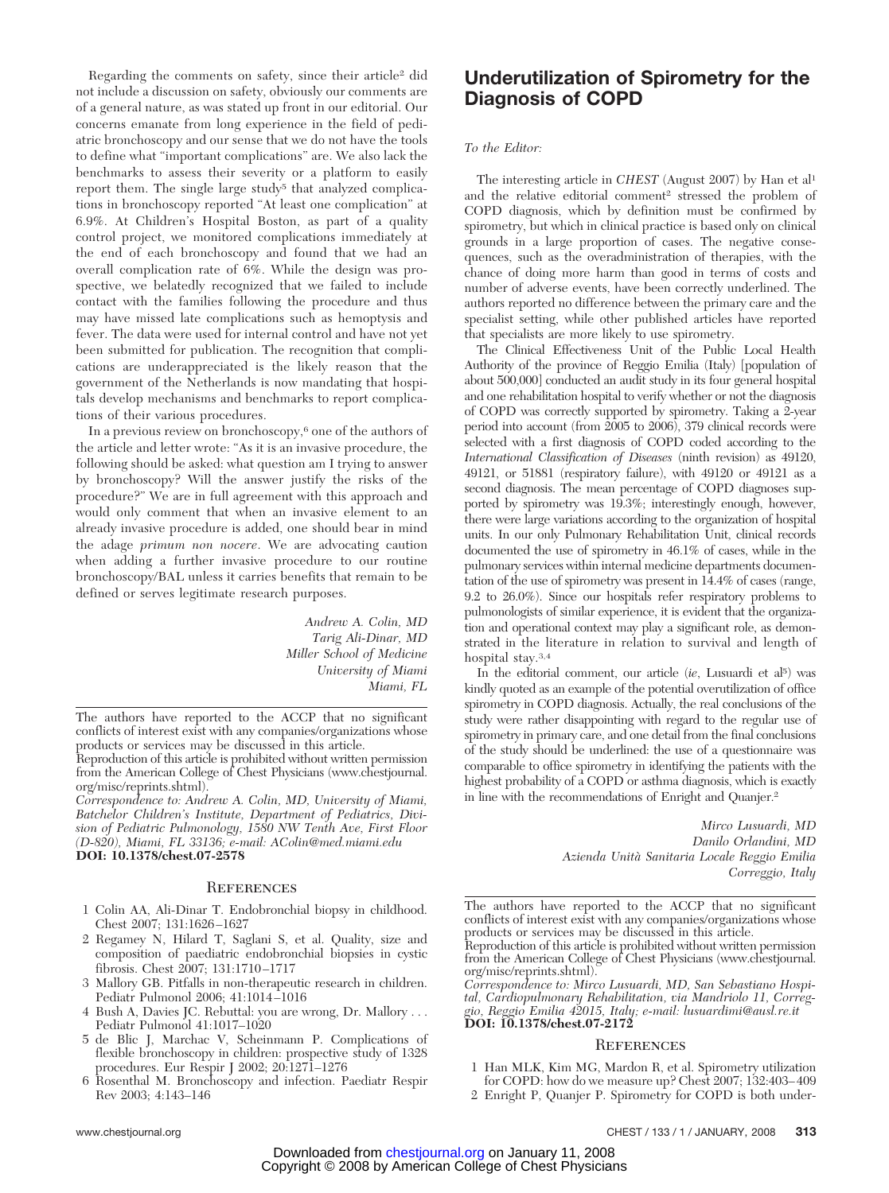Regarding the comments on safety, since their article[2] did not include a discussion on safety, obviously our comments are of a general nature, as was stated up front in our editorial. Our concerns emanate from long experience in the field of pediatric bronchoscopy and our sense that we do not have the tools to define what "important complications" are. We also lack the benchmarks to assess their severity or a platform to easily report them. The single large study[5] that analyzed complications in bronchoscopy reported "At least one complication" at 6.9%. At Children's Hospital Boston, as part of a quality control project, we monitored complications immediately at the end of each bronchoscopy and found that we had an overall complication rate of 6%. While the design was prospective, we belatedly recognized that we failed to include contact with the families following the procedure and thus may have missed late complications such as hemoptysis and fever. The data were used for internal control and have not yet been submitted for publication. The recognition that complications are underappreciated is the likely reason that the government of the Netherlands is now mandating that hospitals develop mechanisms and benchmarks to report complications of their various procedures.

In a previous review on bronchoscopy,[6] one of the authors of the article and letter wrote: "As it is an invasive procedure, the following should be asked: what question am I trying to answer by bronchoscopy? Will the answer justify the risks of the procedure?" We are in full agreement with this approach and would only comment that when an invasive element to an already invasive procedure is added, one should bear in mind the adage *primum non nocere*. We are advocating caution when adding a further invasive procedure to our routine bronchoscopy/BAL unless it carries benefits that remain to be defined or serves legitimate research purposes.

*Andrew A. Colin, MD*
*Tarig Ali-Dinar, MD*
*Miller School of Medicine*
*University of Miami*
*Miami, FL*

The authors have reported to the ACCP that no significant conflicts of interest exist with any companies/organizations whose products or services may be discussed in this article.

Reproduction of this article is prohibited without written permission from the American College of Chest Physicians (www.chestjournal.org/misc/reprints.shtml).

*Correspondence to: Andrew A. Colin, MD, University of Miami, Batchelor Children's Institute, Department of Pediatrics, Division of Pediatric Pulmonology, 1580 NW Tenth Ave, First Floor (D-820), Miami, FL 33136; e-mail: AColin@med.miami.edu*

**DOI: 10.1378/chest.07-2578**

## References

1. Colin AA, Ali-Dinar T. Endobronchial biopsy in childhood. Chest 2007; 131:1626–1627
2. Regamey N, Hilard T, Saglani S, et al. Quality, size and composition of paediatric endobronchial biopsies in cystic fibrosis. Chest 2007; 131:1710–1717
3. Mallory GB. Pitfalls in non-therapeutic research in children. Pediatr Pulmonol 2006; 41:1014–1016
4. Bush A, Davies JC. Rebuttal: you are wrong, Dr. Mallory . . . Pediatr Pulmonol 41:1017–1020
5. de Blic J, Marchac V, Scheinmann P. Complications of flexible bronchoscopy in children: prospective study of 1328 procedures. Eur Respir J 2002; 20:1271–1276
6. Rosenthal M. Bronchoscopy and infection. Paediatr Respir Rev 2003; 4:143–146

# Underutilization of Spirometry for the Diagnosis of COPD

*To the Editor:*

The interesting article in *CHEST* (August 2007) by Han et al[1] and the relative editorial comment[2] stressed the problem of COPD diagnosis, which by definition must be confirmed by spirometry, but which in clinical practice is based only on clinical grounds in a large proportion of cases. The negative consequences, such as the overadministration of therapies, with the chance of doing more harm than good in terms of costs and number of adverse events, have been correctly underlined. The authors reported no difference between the primary care and the specialist setting, while other published articles have reported that specialists are more likely to use spirometry.

The Clinical Effectiveness Unit of the Public Local Health Authority of the province of Reggio Emilia (Italy) [population of about 500,000] conducted an audit study in its four general hospital and one rehabilitation hospital to verify whether or not the diagnosis of COPD was correctly supported by spirometry. Taking a 2-year period into account (from 2005 to 2006), 379 clinical records were selected with a first diagnosis of COPD coded according to the *International Classification of Diseases* (ninth revision) as 49120, 49121, or 51881 (respiratory failure), with 49120 or 49121 as a second diagnosis. The mean percentage of COPD diagnoses supported by spirometry was 19.3%; interestingly enough, however, there were large variations according to the organization of hospital units. In our only Pulmonary Rehabilitation Unit, clinical records documented the use of spirometry in 46.1% of cases, while in the pulmonary services within internal medicine departments documentation of the use of spirometry was present in 14.4% of cases (range, 9.2 to 26.0%). Since our hospitals refer respiratory problems to pulmonologists of similar experience, it is evident that the organization and operational context may play a significant role, as demonstrated in the literature in relation to survival and length of hospital stay.[3,4]

In the editorial comment, our article (*ie*, Lusuardi et al[5]) was kindly quoted as an example of the potential overutilization of office spirometry in COPD diagnosis. Actually, the real conclusions of the study were rather disappointing with regard to the regular use of spirometry in primary care, and one detail from the final conclusions of the study should be underlined: the use of a questionnaire was comparable to office spirometry in identifying the patients with the highest probability of a COPD or asthma diagnosis, which is exactly in line with the recommendations of Enright and Quanjer.[2]

*Mirco Lusuardi, MD*
*Danilo Orlandini, MD*
*Azienda Unità Sanitaria Locale Reggio Emilia*
*Correggio, Italy*

The authors have reported to the ACCP that no significant conflicts of interest exist with any companies/organizations whose products or services may be discussed in this article.

Reproduction of this article is prohibited without written permission from the American College of Chest Physicians (www.chestjournal.org/misc/reprints.shtml).

*Correspondence to: Mirco Lusuardi, MD, San Sebastiano Hospital, Cardiopulmonary Rehabilitation, via Mandriolo 11, Correggio, Reggio Emilia 42015, Italy; e-mail: lusuardimi@ausl.re.it*

**DOI: 10.1378/chest.07-2172**

## References

1. Han MLK, Kim MG, Mardon R, et al. Spirometry utilization for COPD: how do we measure up? Chest 2007; 132:403–409
2. Enright P, Quanjer P. Spirometry for COPD is both under-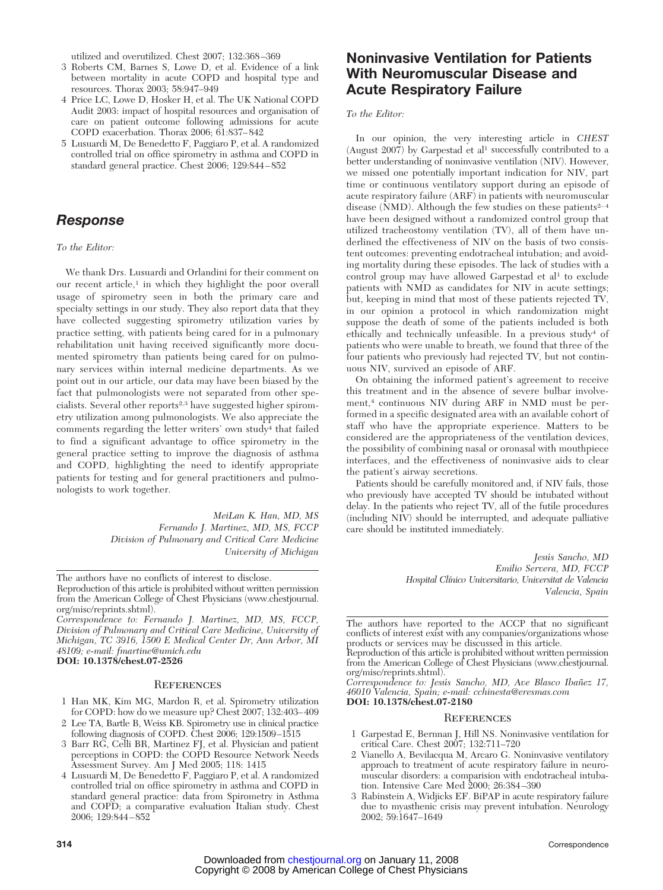utilized and overutilized. Chest 2007; 132:368–369

3 Roberts CM, Barnes S, Lowe D, et al. Evidence of a link between mortality in acute COPD and hospital type and resources. Thorax 2003; 58:947–949

4 Price LC, Lowe D, Hosker H, et al. The UK National COPD Audit 2003: impact of hospital resources and organisation of care on patient outcome following admissions for acute COPD exacerbation. Thorax 2006; 61:837–842

5 Lusuardi M, De Benedetto F, Paggiaro P, et al. A randomized controlled trial on office spirometry in asthma and COPD in standard general practice. Chest 2006; 129:844–852

## *Response*

*To the Editor:*

We thank Drs. Lusuardi and Orlandini for their comment on our recent article,[1] in which they highlight the poor overall usage of spirometry seen in both the primary care and specialty settings in our study. They also report data that they have collected suggesting spirometry utilization varies by practice setting, with patients being cared for in a pulmonary rehabilitation unit having received significantly more documented spirometry than patients being cared for on pulmonary services within internal medicine departments. As we point out in our article, our data may have been biased by the fact that pulmonologists were not separated from other specialists. Several other reports[2,3] have suggested higher spirometry utilization among pulmonologists. We also appreciate the comments regarding the letter writers' own study[4] that failed to find a significant advantage to office spirometry in the general practice setting to improve the diagnosis of asthma and COPD, highlighting the need to identify appropriate patients for testing and for general practitioners and pulmonologists to work together.

*MeiLan K. Han, MD, MS*
*Fernando J. Martinez, MD, MS, FCCP*
*Division of Pulmonary and Critical Care Medicine*
*University of Michigan*

The authors have no conflicts of interest to disclose.

Reproduction of this article is prohibited without written permission from the American College of Chest Physicians (www.chestjournal.org/misc/reprints.shtml).

*Correspondence to: Fernando J. Martinez, MD, MS, FCCP, Division of Pulmonary and Critical Care Medicine, University of Michigan, TC 3916, 1500 E Medical Center Dr, Ann Arbor, MI 48109; e-mail: fmartine@umich.edu*

**DOI: 10.1378/chest.07-2526**

### References

1 Han MK, Kim MG, Mardon R, et al. Spirometry utilization for COPD: how do we measure up? Chest 2007; 132:403–409

2 Lee TA, Bartle B, Weiss KB. Spirometry use in clinical practice following diagnosis of COPD. Chest 2006; 129:1509–1515

3 Barr RG, Celli BR, Martinez FJ, et al. Physician and patient perceptions in COPD: the COPD Resource Network Needs Assessment Survey. Am J Med 2005; 118: 1415

4 Lusuardi M, De Benedetto F, Paggiaro P, et al. A randomized controlled trial on office spirometry in asthma and COPD in standard general practice: data from Spirometry in Asthma and COPD; a comparative evaluation Italian study. Chest 2006; 129:844–852

## Noninvasive Ventilation for Patients With Neuromuscular Disease and Acute Respiratory Failure

*To the Editor:*

In our opinion, the very interesting article in *CHEST* (August 2007) by Garpestad et al[1] successfully contributed to a better understanding of noninvasive ventilation (NIV). However, we missed one potentially important indication for NIV, part time or continuous ventilatory support during an episode of acute respiratory failure (ARF) in patients with neuromuscular disease (NMD). Although the few studies on these patients[2–4] have been designed without a randomized control group that utilized tracheostomy ventilation (TV), all of them have underlined the effectiveness of NIV on the basis of two consistent outcomes: preventing endotracheal intubation; and avoiding mortality during these episodes. The lack of studies with a control group may have allowed Garpestad et al[1] to exclude patients with NMD as candidates for NIV in acute settings; but, keeping in mind that most of these patients rejected TV, in our opinion a protocol in which randomization might suppose the death of some of the patients included is both ethically and technically unfeasible. In a previous study[4] of patients who were unable to breath, we found that three of the four patients who previously had rejected TV, but not continuous NIV, survived an episode of ARF.

On obtaining the informed patient's agreement to receive this treatment and in the absence of severe bulbar involvement,[4] continuous NIV during ARF in NMD must be performed in a specific designated area with an available cohort of staff who have the appropriate experience. Matters to be considered are the appropriateness of the ventilation devices, the possibility of combining nasal or oronasal with mouthpiece interfaces, and the effectiveness of noninvasive aids to clear the patient's airway secretions.

Patients should be carefully monitored and, if NIV fails, those who previously have accepted TV should be intubated without delay. In the patients who reject TV, all of the futile procedures (including NIV) should be interrupted, and adequate palliative care should be instituted immediately.

*Jesús Sancho, MD*
*Emilio Servera, MD, FCCP*
*Hospital Clínico Universitario, Universitat de Valencia*
*Valencia, Spain*

The authors have reported to the ACCP that no significant conflicts of interest exist with any companies/organizations whose products or services may be discussed in this article.

Reproduction of this article is prohibited without written permission from the American College of Chest Physicians (www.chestjournal.org/misc/reprints.shtml).

*Correspondence to: Jesús Sancho, MD, Ave Blasco Ibañez 17, 46010 Valencia, Spain; e-mail: cchinesta@eresmas.com*

**DOI: 10.1378/chest.07-2180**

### References

1 Garpestad E, Bernnan J, Hill NS. Noninvasive ventilation for critical Care. Chest 2007; 132:711–720

2 Vianello A, Bevilacqua M, Arcaro G. Noninvasive ventilatory approach to treatment of acute respiratory failure in neuromuscular disorders: a comparision with endotracheal intubation. Intensive Care Med 2000; 26:384–390

3 Rabinstein A, Widjicks EF. BiPAP in acute respiratory failure due to myasthenic crisis may prevent intubation. Neurology 2002; 59:1647–1649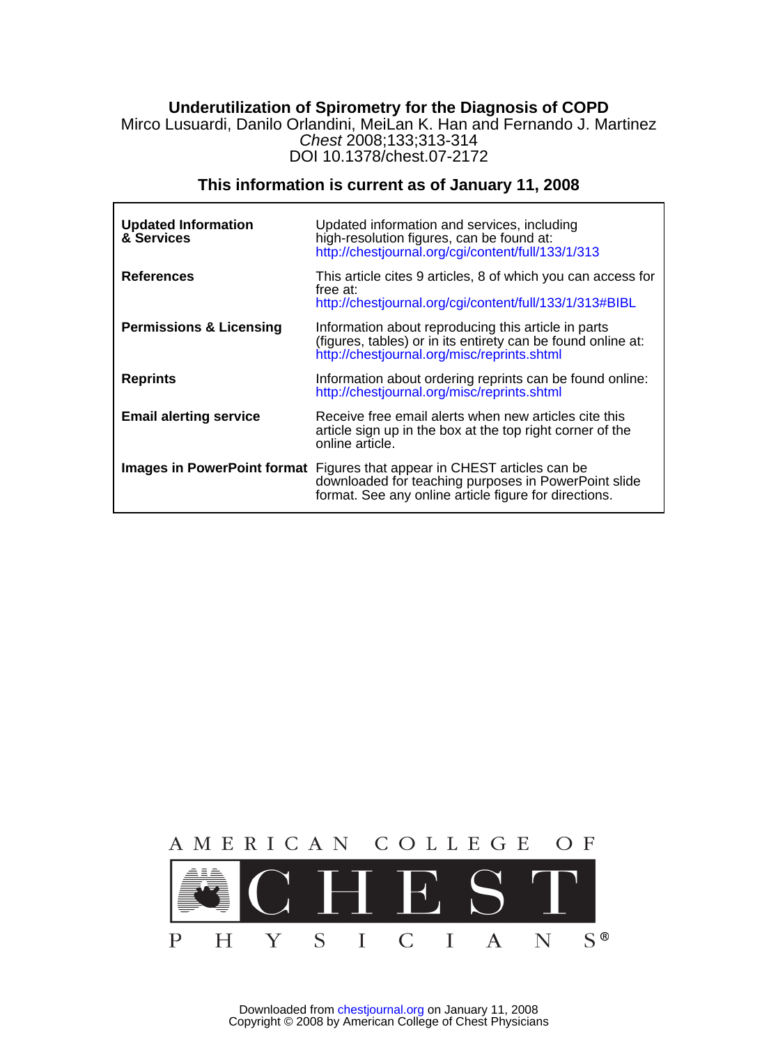**Underutilization of Spirometry for the Diagnosis of COPD**

Mirco Lusuardi, Danilo Orlandini, MeiLan K. Han and Fernando J. Martinez

*Chest* 2008;133;313-314

DOI 10.1378/chest.07-2172

**This information is current as of January 11, 2008**

| | |
|---|---|
| **Updated Information & Services** | Updated information and services, including high-resolution figures, can be found at: http://chestjournal.org/cgi/content/full/133/1/313 |
| **References** | This article cites 9 articles, 8 of which you can access for free at: http://chestjournal.org/cgi/content/full/133/1/313#BIBL |
| **Permissions & Licensing** | Information about reproducing this article in parts (figures, tables) or in its entirety can be found online at: http://chestjournal.org/misc/reprints.shtml |
| **Reprints** | Information about ordering reprints can be found online: http://chestjournal.org/misc/reprints.shtml |
| **Email alerting service** | Receive free email alerts when new articles cite this article sign up in the box at the top right corner of the online article. |
| **Images in PowerPoint format** | Figures that appear in CHEST articles can be downloaded for teaching purposes in PowerPoint slide format. See any online article figure for directions. |

AMERICAN COLLEGE OF CHEST PHYSICIANS®

Downloaded from chestjournal.org on January 11, 2008
Copyright © 2008 by American College of Chest Physicians